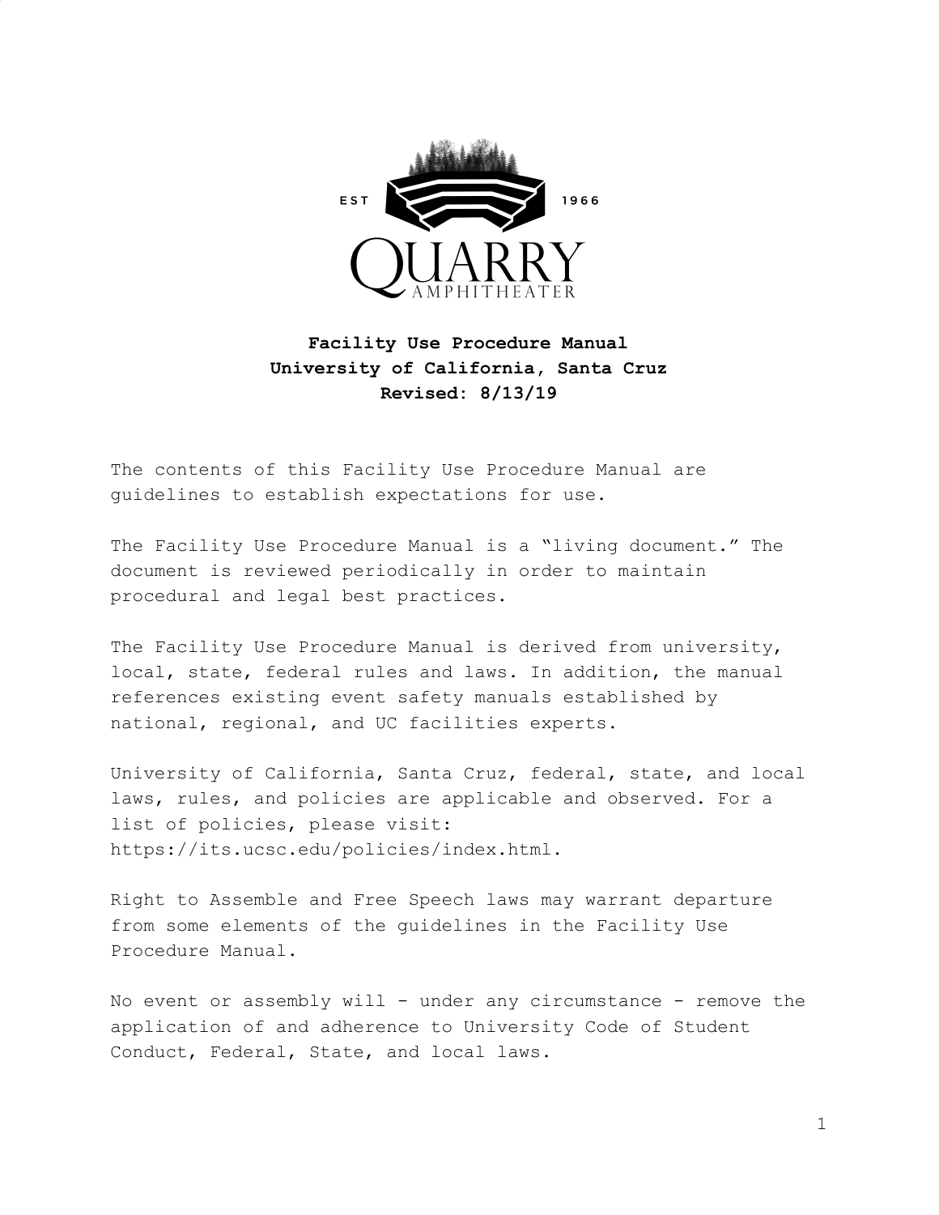EST 1966

QUARRY AMPHITHEATER

**Facility Use Procedure Manual**
**University of California, Santa Cruz**
**Revised: 8/13/19**

The contents of this Facility Use Procedure Manual are guidelines to establish expectations for use.

The Facility Use Procedure Manual is a "living document." The document is reviewed periodically in order to maintain procedural and legal best practices.

The Facility Use Procedure Manual is derived from university, local, state, federal rules and laws. In addition, the manual references existing event safety manuals established by national, regional, and UC facilities experts.

University of California, Santa Cruz, federal, state, and local laws, rules, and policies are applicable and observed. For a list of policies, please visit: https://its.ucsc.edu/policies/index.html.

Right to Assemble and Free Speech laws may warrant departure from some elements of the guidelines in the Facility Use Procedure Manual.

No event or assembly will - under any circumstance - remove the application of and adherence to University Code of Student Conduct, Federal, State, and local laws.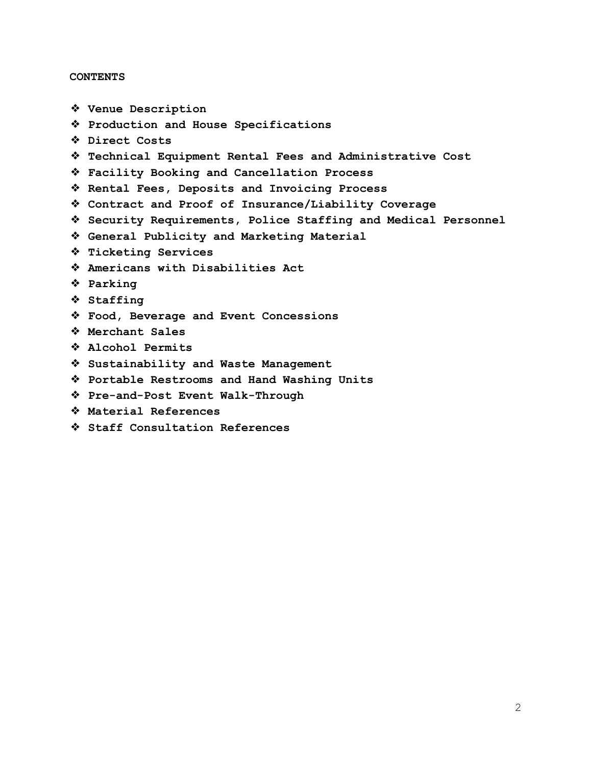**CONTENTS**

- ❖ **Venue Description**
- ❖ **Production and House Specifications**
- ❖ **Direct Costs**
- ❖ **Technical Equipment Rental Fees and Administrative Cost**
- ❖ **Facility Booking and Cancellation Process**
- ❖ **Rental Fees, Deposits and Invoicing Process**
- ❖ **Contract and Proof of Insurance/Liability Coverage**
- ❖ **Security Requirements, Police Staffing and Medical Personnel**
- ❖ **General Publicity and Marketing Material**
- ❖ **Ticketing Services**
- ❖ **Americans with Disabilities Act**
- ❖ **Parking**
- ❖ **Staffing**
- ❖ **Food, Beverage and Event Concessions**
- ❖ **Merchant Sales**
- ❖ **Alcohol Permits**
- ❖ **Sustainability and Waste Management**
- ❖ **Portable Restrooms and Hand Washing Units**
- ❖ **Pre-and-Post Event Walk-Through**
- ❖ **Material References**
- ❖ **Staff Consultation References**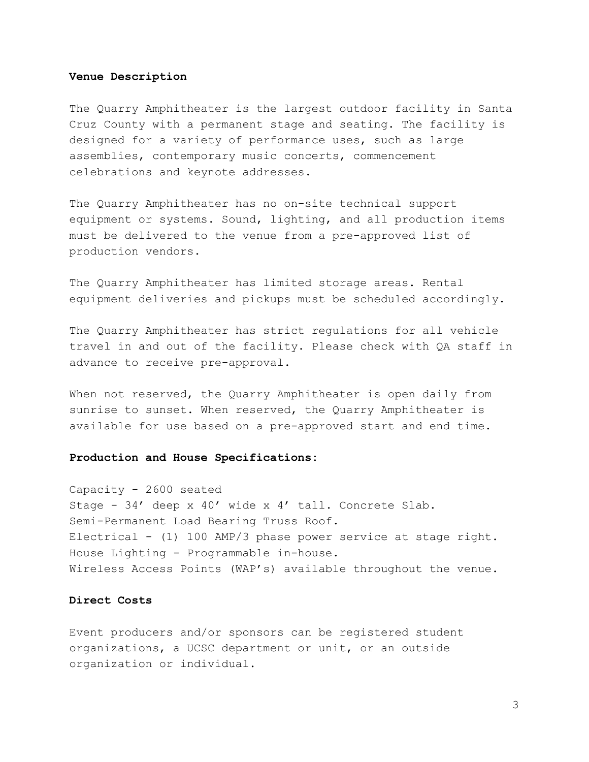**Venue Description**

The Quarry Amphitheater is the largest outdoor facility in Santa Cruz County with a permanent stage and seating. The facility is designed for a variety of performance uses, such as large assemblies, contemporary music concerts, commencement celebrations and keynote addresses.

The Quarry Amphitheater has no on-site technical support equipment or systems. Sound, lighting, and all production items must be delivered to the venue from a pre-approved list of production vendors.

The Quarry Amphitheater has limited storage areas. Rental equipment deliveries and pickups must be scheduled accordingly.

The Quarry Amphitheater has strict regulations for all vehicle travel in and out of the facility. Please check with QA staff in advance to receive pre-approval.

When not reserved, the Quarry Amphitheater is open daily from sunrise to sunset. When reserved, the Quarry Amphitheater is available for use based on a pre-approved start and end time.

**Production and House Specifications:**

Capacity - 2600 seated
Stage - 34’ deep x 40’ wide x 4’ tall. Concrete Slab.
Semi-Permanent Load Bearing Truss Roof.
Electrical - (1) 100 AMP/3 phase power service at stage right.
House Lighting - Programmable in-house.
Wireless Access Points (WAP’s) available throughout the venue.

**Direct Costs**

Event producers and/or sponsors can be registered student organizations, a UCSC department or unit, or an outside organization or individual.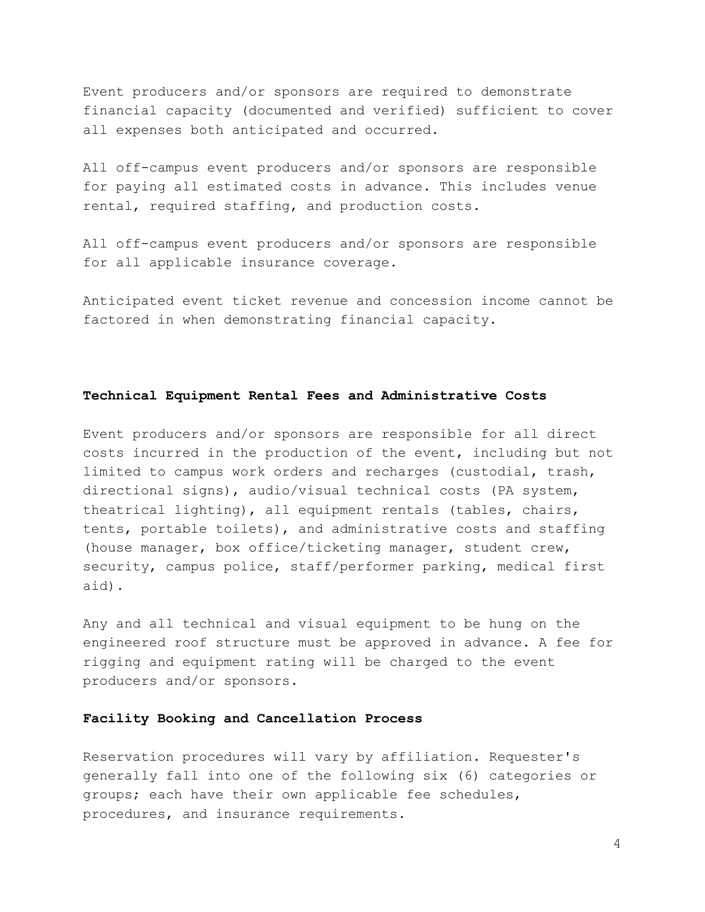Event producers and/or sponsors are required to demonstrate financial capacity (documented and verified) sufficient to cover all expenses both anticipated and occurred.

All off-campus event producers and/or sponsors are responsible for paying all estimated costs in advance. This includes venue rental, required staffing, and production costs.

All off-campus event producers and/or sponsors are responsible for all applicable insurance coverage.

Anticipated event ticket revenue and concession income cannot be factored in when demonstrating financial capacity.

**Technical Equipment Rental Fees and Administrative Costs**

Event producers and/or sponsors are responsible for all direct costs incurred in the production of the event, including but not limited to campus work orders and recharges (custodial, trash, directional signs), audio/visual technical costs (PA system, theatrical lighting), all equipment rentals (tables, chairs, tents, portable toilets), and administrative costs and staffing (house manager, box office/ticketing manager, student crew, security, campus police, staff/performer parking, medical first aid).

Any and all technical and visual equipment to be hung on the engineered roof structure must be approved in advance. A fee for rigging and equipment rating will be charged to the event producers and/or sponsors.

**Facility Booking and Cancellation Process**

Reservation procedures will vary by affiliation. Requester's generally fall into one of the following six (6) categories or groups; each have their own applicable fee schedules, procedures, and insurance requirements.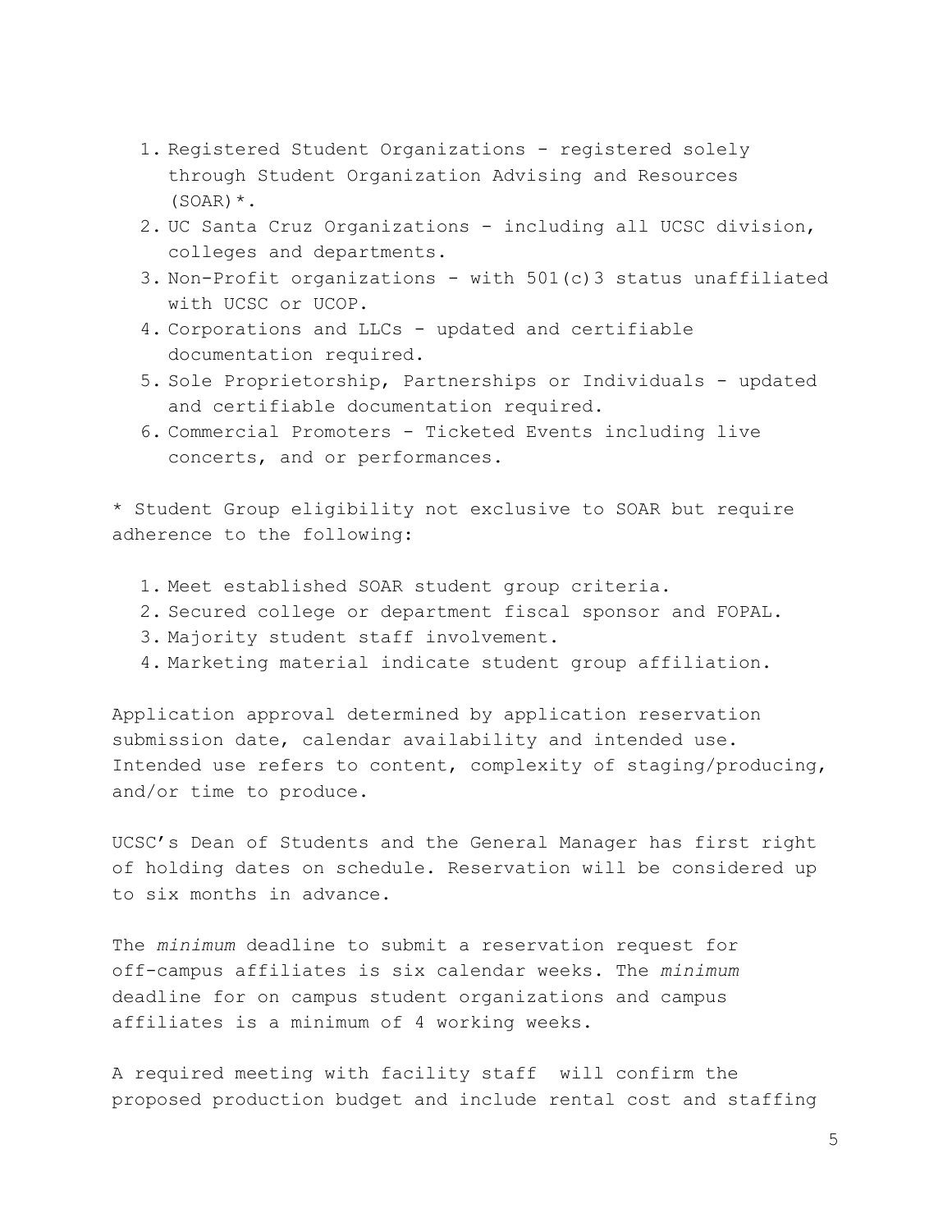1. Registered Student Organizations - registered solely through Student Organization Advising and Resources (SOAR)*.
2. UC Santa Cruz Organizations - including all UCSC division, colleges and departments.
3. Non-Profit organizations - with 501(c)3 status unaffiliated with UCSC or UCOP.
4. Corporations and LLCs - updated and certifiable documentation required.
5. Sole Proprietorship, Partnerships or Individuals - updated and certifiable documentation required.
6. Commercial Promoters - Ticketed Events including live concerts, and or performances.

* Student Group eligibility not exclusive to SOAR but require adherence to the following:

1. Meet established SOAR student group criteria.
2. Secured college or department fiscal sponsor and FOPAL.
3. Majority student staff involvement.
4. Marketing material indicate student group affiliation.

Application approval determined by application reservation submission date, calendar availability and intended use. Intended use refers to content, complexity of staging/producing, and/or time to produce.

UCSC's Dean of Students and the General Manager has first right of holding dates on schedule. Reservation will be considered up to six months in advance.

The *minimum* deadline to submit a reservation request for off-campus affiliates is six calendar weeks. The *minimum* deadline for on campus student organizations and campus affiliates is a minimum of 4 working weeks.

A required meeting with facility staff will confirm the proposed production budget and include rental cost and staffing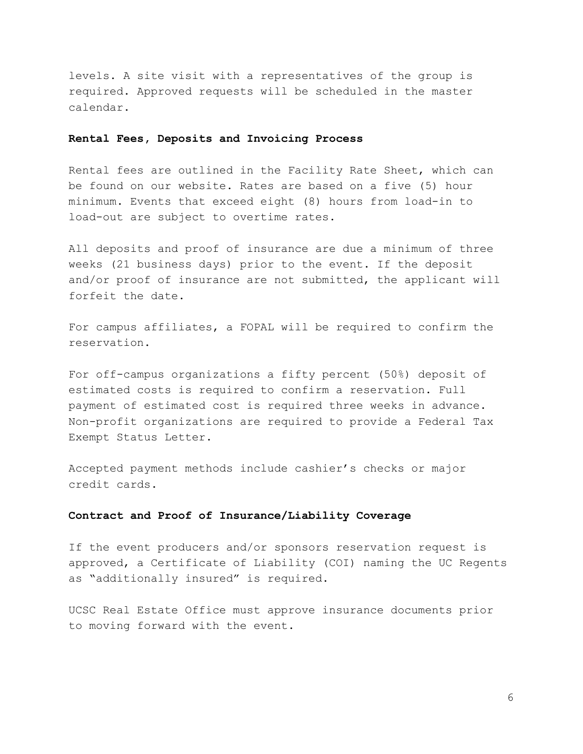levels. A site visit with a representatives of the group is required. Approved requests will be scheduled in the master calendar.

**Rental Fees, Deposits and Invoicing Process**

Rental fees are outlined in the Facility Rate Sheet, which can be found on our website. Rates are based on a five (5) hour minimum. Events that exceed eight (8) hours from load-in to load-out are subject to overtime rates.

All deposits and proof of insurance are due a minimum of three weeks (21 business days) prior to the event. If the deposit and/or proof of insurance are not submitted, the applicant will forfeit the date.

For campus affiliates, a FOPAL will be required to confirm the reservation.

For off-campus organizations a fifty percent (50%) deposit of estimated costs is required to confirm a reservation. Full payment of estimated cost is required three weeks in advance. Non-profit organizations are required to provide a Federal Tax Exempt Status Letter.

Accepted payment methods include cashier's checks or major credit cards.

**Contract and Proof of Insurance/Liability Coverage**

If the event producers and/or sponsors reservation request is approved, a Certificate of Liability (COI) naming the UC Regents as "additionally insured" is required.

UCSC Real Estate Office must approve insurance documents prior to moving forward with the event.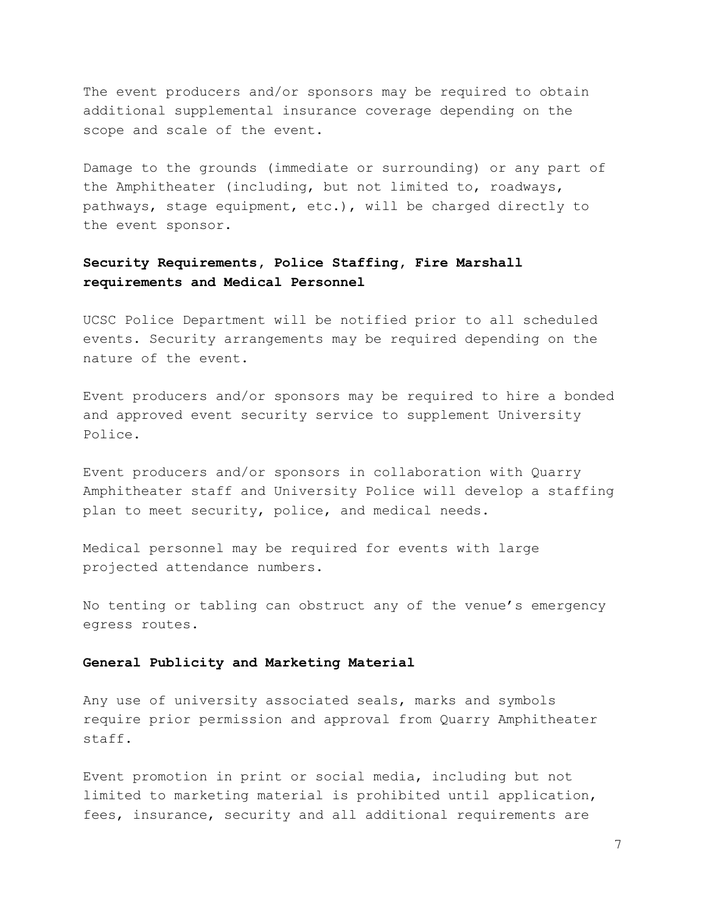The event producers and/or sponsors may be required to obtain additional supplemental insurance coverage depending on the scope and scale of the event.

Damage to the grounds (immediate or surrounding) or any part of the Amphitheater (including, but not limited to, roadways, pathways, stage equipment, etc.), will be charged directly to the event sponsor.

### Security Requirements, Police Staffing, Fire Marshall requirements and Medical Personnel

UCSC Police Department will be notified prior to all scheduled events. Security arrangements may be required depending on the nature of the event.

Event producers and/or sponsors may be required to hire a bonded and approved event security service to supplement University Police.

Event producers and/or sponsors in collaboration with Quarry Amphitheater staff and University Police will develop a staffing plan to meet security, police, and medical needs.

Medical personnel may be required for events with large projected attendance numbers.

No tenting or tabling can obstruct any of the venue's emergency egress routes.

### General Publicity and Marketing Material

Any use of university associated seals, marks and symbols require prior permission and approval from Quarry Amphitheater staff.

Event promotion in print or social media, including but not limited to marketing material is prohibited until application, fees, insurance, security and all additional requirements are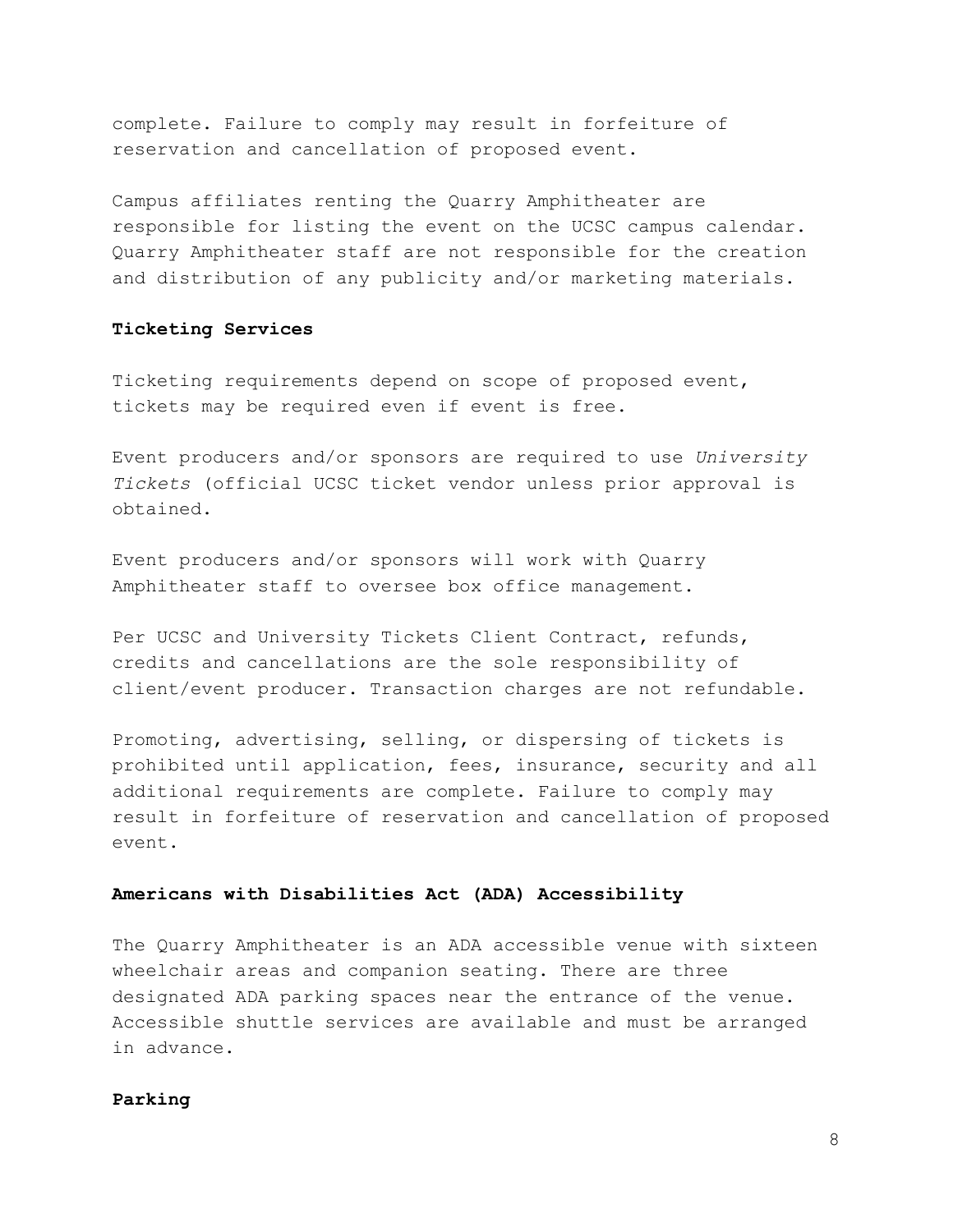complete. Failure to comply may result in forfeiture of reservation and cancellation of proposed event.

Campus affiliates renting the Quarry Amphitheater are responsible for listing the event on the UCSC campus calendar. Quarry Amphitheater staff are not responsible for the creation and distribution of any publicity and/or marketing materials.

**Ticketing Services**

Ticketing requirements depend on scope of proposed event, tickets may be required even if event is free.

Event producers and/or sponsors are required to use *University Tickets* (official UCSC ticket vendor unless prior approval is obtained.

Event producers and/or sponsors will work with Quarry Amphitheater staff to oversee box office management.

Per UCSC and University Tickets Client Contract, refunds, credits and cancellations are the sole responsibility of client/event producer. Transaction charges are not refundable.

Promoting, advertising, selling, or dispersing of tickets is prohibited until application, fees, insurance, security and all additional requirements are complete. Failure to comply may result in forfeiture of reservation and cancellation of proposed event.

**Americans with Disabilities Act (ADA) Accessibility**

The Quarry Amphitheater is an ADA accessible venue with sixteen wheelchair areas and companion seating. There are three designated ADA parking spaces near the entrance of the venue. Accessible shuttle services are available and must be arranged in advance.

**Parking**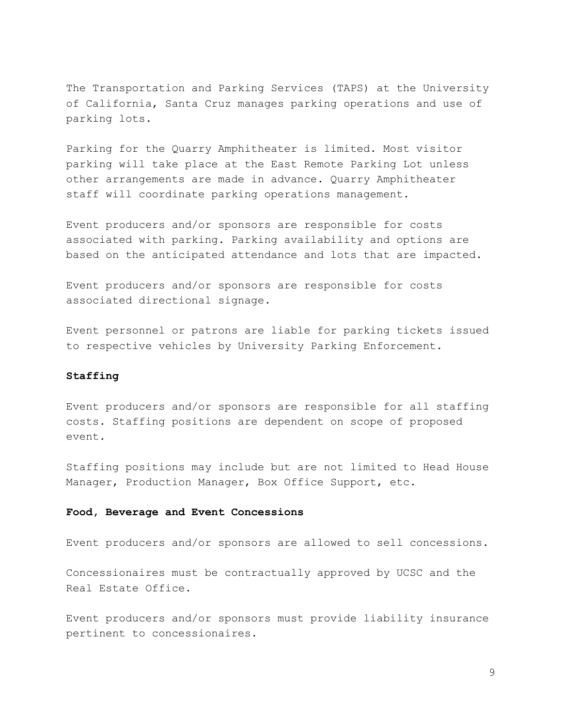The Transportation and Parking Services (TAPS) at the University of California, Santa Cruz manages parking operations and use of parking lots.

Parking for the Quarry Amphitheater is limited. Most visitor parking will take place at the East Remote Parking Lot unless other arrangements are made in advance. Quarry Amphitheater staff will coordinate parking operations management.

Event producers and/or sponsors are responsible for costs associated with parking. Parking availability and options are based on the anticipated attendance and lots that are impacted.

Event producers and/or sponsors are responsible for costs associated directional signage.

Event personnel or patrons are liable for parking tickets issued to respective vehicles by University Parking Enforcement.

**Staffing**

Event producers and/or sponsors are responsible for all staffing costs. Staffing positions are dependent on scope of proposed event.

Staffing positions may include but are not limited to Head House Manager, Production Manager, Box Office Support, etc.

**Food, Beverage and Event Concessions**

Event producers and/or sponsors are allowed to sell concessions.

Concessionaires must be contractually approved by UCSC and the Real Estate Office.

Event producers and/or sponsors must provide liability insurance pertinent to concessionaires.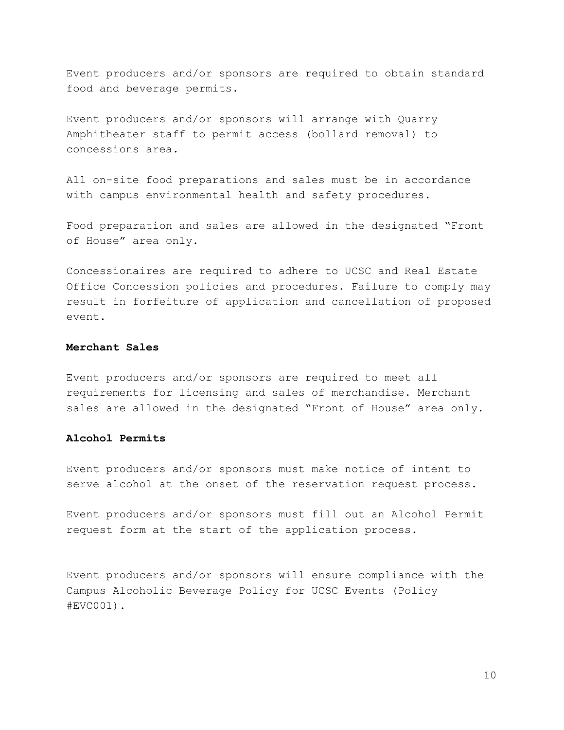Event producers and/or sponsors are required to obtain standard food and beverage permits.

Event producers and/or sponsors will arrange with Quarry Amphitheater staff to permit access (bollard removal) to concessions area.

All on-site food preparations and sales must be in accordance with campus environmental health and safety procedures.

Food preparation and sales are allowed in the designated "Front of House" area only.

Concessionaires are required to adhere to UCSC and Real Estate Office Concession policies and procedures. Failure to comply may result in forfeiture of application and cancellation of proposed event.

**Merchant Sales**

Event producers and/or sponsors are required to meet all requirements for licensing and sales of merchandise. Merchant sales are allowed in the designated "Front of House" area only.

**Alcohol Permits**

Event producers and/or sponsors must make notice of intent to serve alcohol at the onset of the reservation request process.

Event producers and/or sponsors must fill out an Alcohol Permit request form at the start of the application process.

Event producers and/or sponsors will ensure compliance with the Campus Alcoholic Beverage Policy for UCSC Events (Policy #EVC001).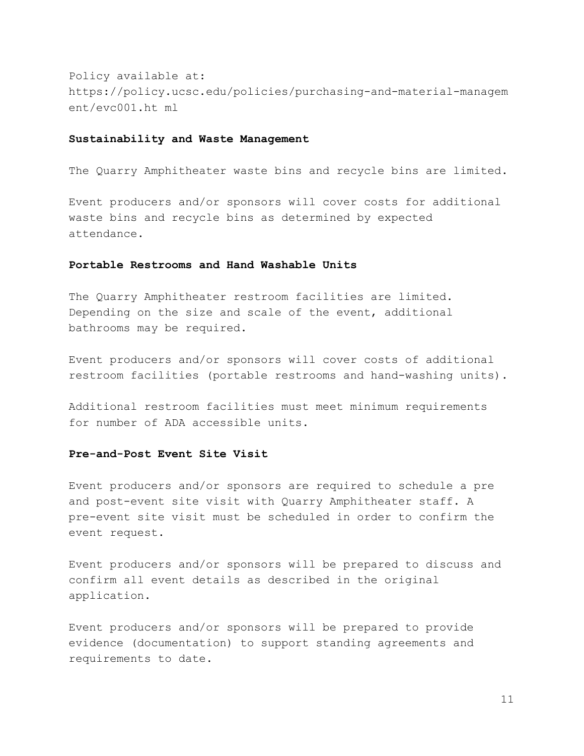Policy available at: https://policy.ucsc.edu/policies/purchasing-and-material-management/evc001.ht ml

**Sustainability and Waste Management**

The Quarry Amphitheater waste bins and recycle bins are limited.

Event producers and/or sponsors will cover costs for additional waste bins and recycle bins as determined by expected attendance.

**Portable Restrooms and Hand Washable Units**

The Quarry Amphitheater restroom facilities are limited. Depending on the size and scale of the event, additional bathrooms may be required.

Event producers and/or sponsors will cover costs of additional restroom facilities (portable restrooms and hand-washing units).

Additional restroom facilities must meet minimum requirements for number of ADA accessible units.

**Pre-and-Post Event Site Visit**

Event producers and/or sponsors are required to schedule a pre and post-event site visit with Quarry Amphitheater staff. A pre-event site visit must be scheduled in order to confirm the event request.

Event producers and/or sponsors will be prepared to discuss and confirm all event details as described in the original application.

Event producers and/or sponsors will be prepared to provide evidence (documentation) to support standing agreements and requirements to date.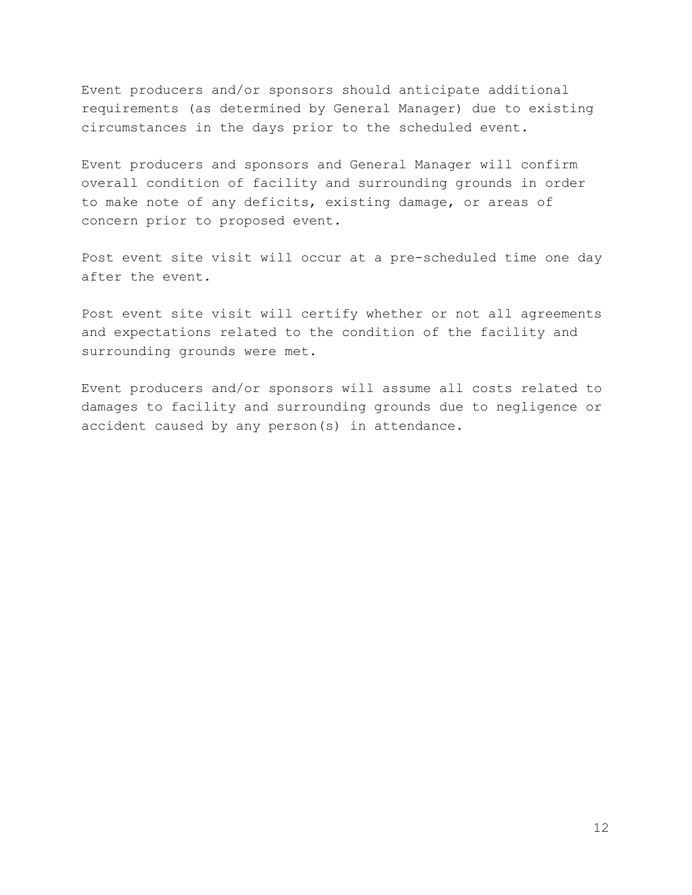Event producers and/or sponsors should anticipate additional requirements (as determined by General Manager) due to existing circumstances in the days prior to the scheduled event.

Event producers and sponsors and General Manager will confirm overall condition of facility and surrounding grounds in order to make note of any deficits, existing damage, or areas of concern prior to proposed event.

Post event site visit will occur at a pre-scheduled time one day after the event.

Post event site visit will certify whether or not all agreements and expectations related to the condition of the facility and surrounding grounds were met.

Event producers and/or sponsors will assume all costs related to damages to facility and surrounding grounds due to negligence or accident caused by any person(s) in attendance.